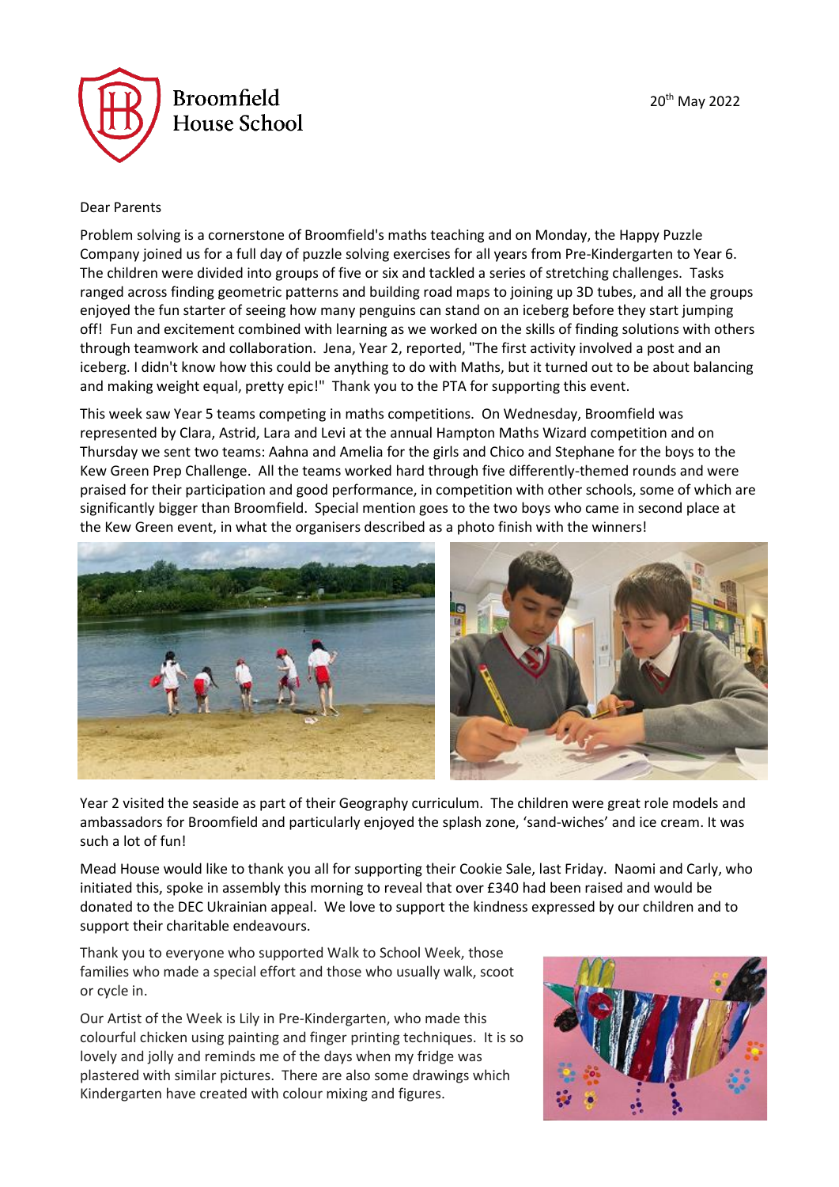Broomfield House School

20th May 2022

Dear Parents

Problem solving is a cornerstone of Broomfield's maths teaching and on Monday, the Happy Puzzle Company joined us for a full day of puzzle solving exercises for all years from Pre-Kindergarten to Year 6. The children were divided into groups of five or six and tackled a series of stretching challenges. Tasks ranged across finding geometric patterns and building road maps to joining up 3D tubes, and all the groups enjoyed the fun starter of seeing how many penguins can stand on an iceberg before they start jumping off! Fun and excitement combined with learning as we worked on the skills of finding solutions with others through teamwork and collaboration. Jena, Year 2, reported, "The first activity involved a post and an iceberg. I didn't know how this could be anything to do with Maths, but it turned out to be about balancing and making weight equal, pretty epic!" Thank you to the PTA for supporting this event.

This week saw Year 5 teams competing in maths competitions. On Wednesday, Broomfield was represented by Clara, Astrid, Lara and Levi at the annual Hampton Maths Wizard competition and on Thursday we sent two teams: Aahna and Amelia for the girls and Chico and Stephane for the boys to the Kew Green Prep Challenge. All the teams worked hard through five differently-themed rounds and were praised for their participation and good performance, in competition with other schools, some of which are significantly bigger than Broomfield. Special mention goes to the two boys who came in second place at the Kew Green event, in what the organisers described as a photo finish with the winners!

Year 2 visited the seaside as part of their Geography curriculum. The children were great role models and ambassadors for Broomfield and particularly enjoyed the splash zone, 'sand-wiches' and ice cream. It was such a lot of fun!

Mead House would like to thank you all for supporting their Cookie Sale, last Friday. Naomi and Carly, who initiated this, spoke in assembly this morning to reveal that over £340 had been raised and would be donated to the DEC Ukrainian appeal. We love to support the kindness expressed by our children and to support their charitable endeavours.

Thank you to everyone who supported Walk to School Week, those families who made a special effort and those who usually walk, scoot or cycle in.

Our Artist of the Week is Lily in Pre-Kindergarten, who made this colourful chicken using painting and finger printing techniques. It is so lovely and jolly and reminds me of the days when my fridge was plastered with similar pictures. There are also some drawings which Kindergarten have created with colour mixing and figures.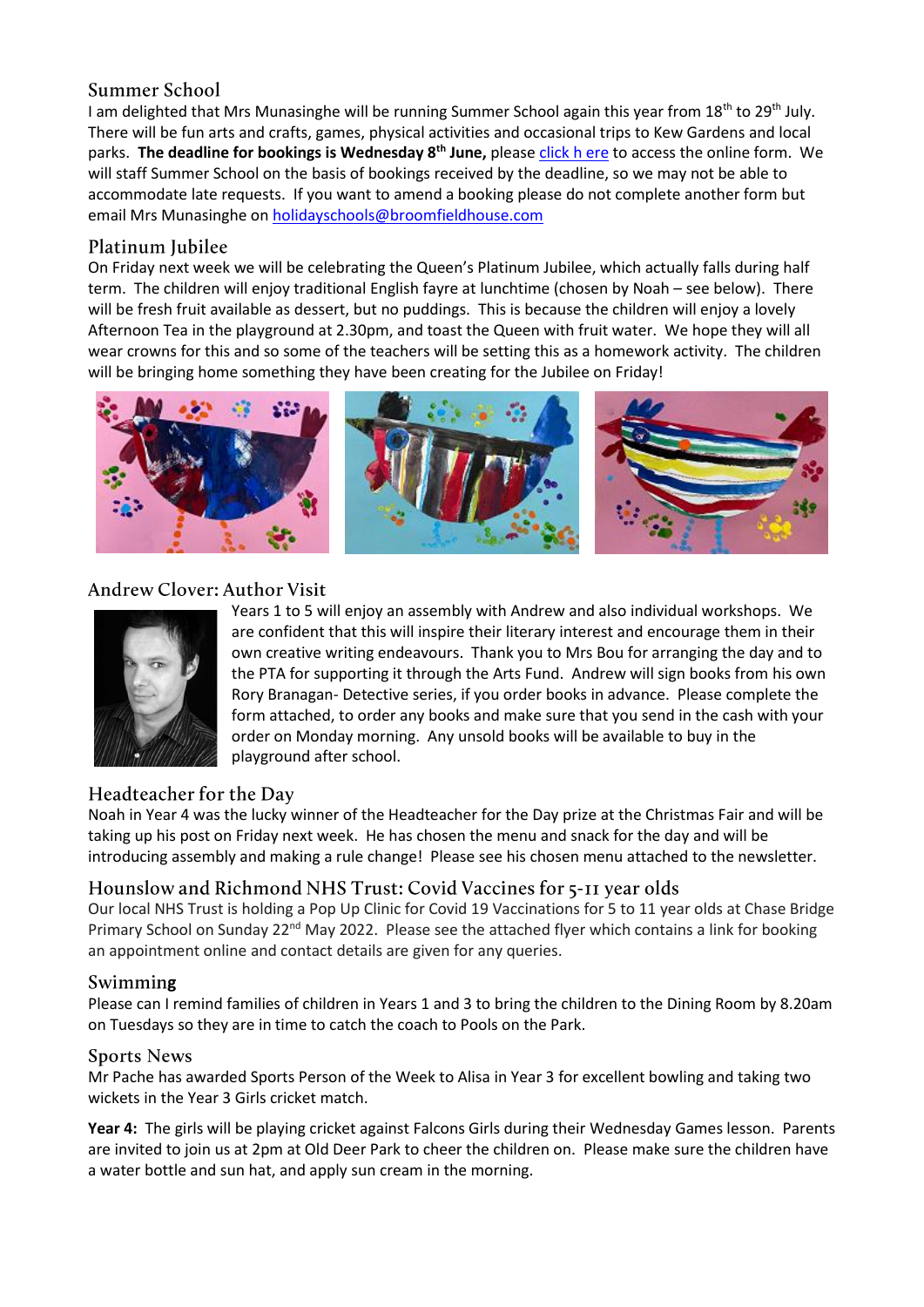## Summer School

I am delighted that Mrs Munasinghe will be running Summer School again this year from 18th to 29th July. There will be fun arts and crafts, games, physical activities and occasional trips to Kew Gardens and local parks. **The deadline for bookings is Wednesday 8th June,** please click h ere to access the online form. We will staff Summer School on the basis of bookings received by the deadline, so we may not be able to accommodate late requests. If you want to amend a booking please do not complete another form but email Mrs Munasinghe on holidayschools@broomfieldhouse.com

## Platinum Jubilee

On Friday next week we will be celebrating the Queen's Platinum Jubilee, which actually falls during half term. The children will enjoy traditional English fayre at lunchtime (chosen by Noah – see below). There will be fresh fruit available as dessert, but no puddings. This is because the children will enjoy a lovely Afternoon Tea in the playground at 2.30pm, and toast the Queen with fruit water. We hope they will all wear crowns for this and so some of the teachers will be setting this as a homework activity. The children will be bringing home something they have been creating for the Jubilee on Friday!

## Andrew Clover: Author Visit

Years 1 to 5 will enjoy an assembly with Andrew and also individual workshops. We are confident that this will inspire their literary interest and encourage them in their own creative writing endeavours. Thank you to Mrs Bou for arranging the day and to the PTA for supporting it through the Arts Fund. Andrew will sign books from his own Rory Branagan- Detective series, if you order books in advance. Please complete the form attached, to order any books and make sure that you send in the cash with your order on Monday morning. Any unsold books will be available to buy in the playground after school.

## Headteacher for the Day

Noah in Year 4 was the lucky winner of the Headteacher for the Day prize at the Christmas Fair and will be taking up his post on Friday next week. He has chosen the menu and snack for the day and will be introducing assembly and making a rule change! Please see his chosen menu attached to the newsletter.

## Hounslow and Richmond NHS Trust: Covid Vaccines for 5-11 year olds

Our local NHS Trust is holding a Pop Up Clinic for Covid 19 Vaccinations for 5 to 11 year olds at Chase Bridge Primary School on Sunday 22nd May 2022. Please see the attached flyer which contains a link for booking an appointment online and contact details are given for any queries.

## Swimming

Please can I remind families of children in Years 1 and 3 to bring the children to the Dining Room by 8.20am on Tuesdays so they are in time to catch the coach to Pools on the Park.

## Sports News

Mr Pache has awarded Sports Person of the Week to Alisa in Year 3 for excellent bowling and taking two wickets in the Year 3 Girls cricket match.

**Year 4:** The girls will be playing cricket against Falcons Girls during their Wednesday Games lesson. Parents are invited to join us at 2pm at Old Deer Park to cheer the children on. Please make sure the children have a water bottle and sun hat, and apply sun cream in the morning.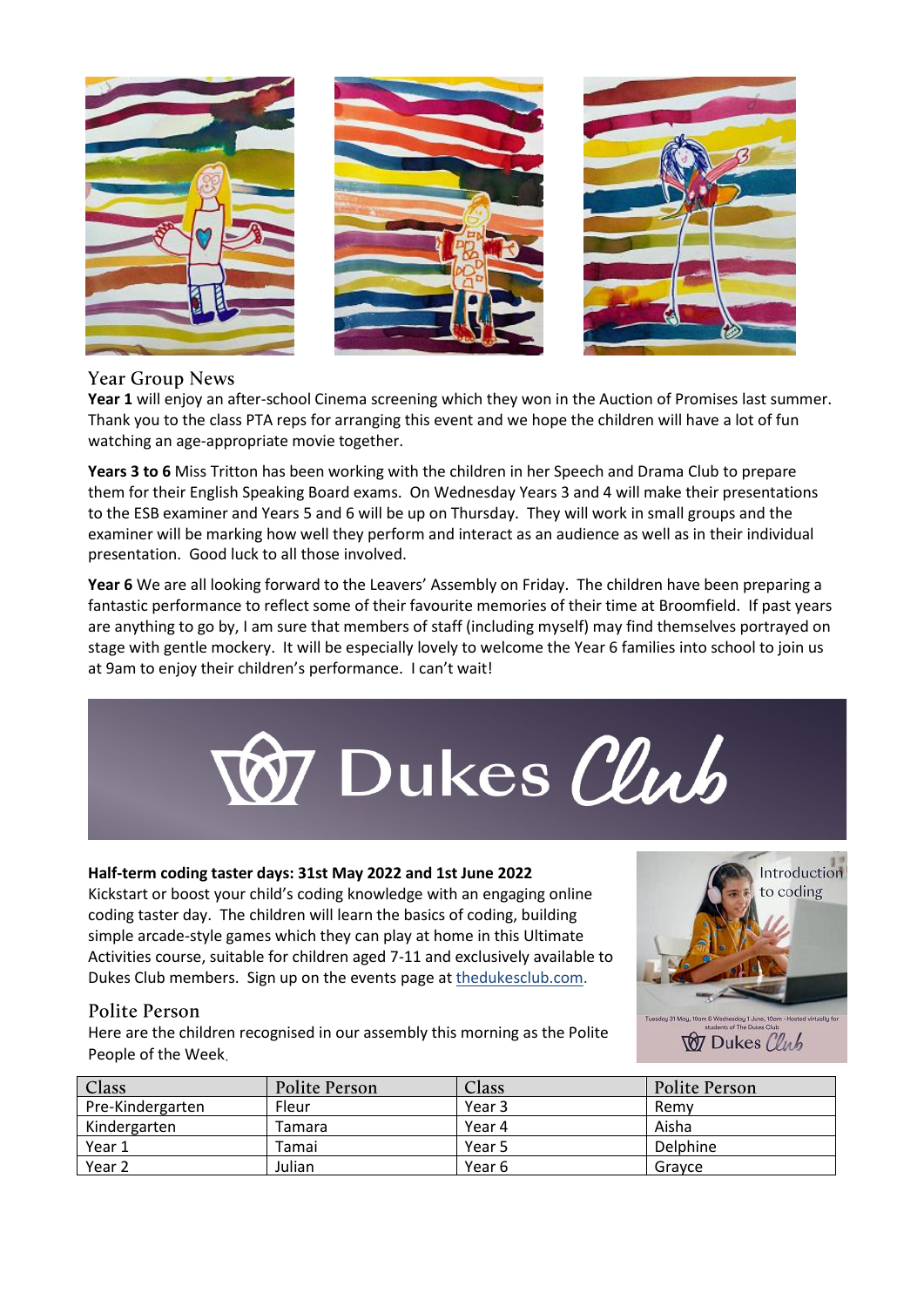## Year Group News

**Year 1** will enjoy an after-school Cinema screening which they won in the Auction of Promises last summer. Thank you to the class PTA reps for arranging this event and we hope the children will have a lot of fun watching an age-appropriate movie together.

**Years 3 to 6** Miss Tritton has been working with the children in her Speech and Drama Club to prepare them for their English Speaking Board exams. On Wednesday Years 3 and 4 will make their presentations to the ESB examiner and Years 5 and 6 will be up on Thursday. They will work in small groups and the examiner will be marking how well they perform and interact as an audience as well as in their individual presentation. Good luck to all those involved.

**Year 6** We are all looking forward to the Leavers' Assembly on Friday. The children have been preparing a fantastic performance to reflect some of their favourite memories of their time at Broomfield. If past years are anything to go by, I am sure that members of staff (including myself) may find themselves portrayed on stage with gentle mockery. It will be especially lovely to welcome the Year 6 families into school to join us at 9am to enjoy their children's performance. I can't wait!

## Dukes Club

**Half-term coding taster days: 31st May 2022 and 1st June 2022**

Kickstart or boost your child's coding knowledge with an engaging online coding taster day. The children will learn the basics of coding, building simple arcade-style games which they can play at home in this Ultimate Activities course, suitable for children aged 7-11 and exclusively available to Dukes Club members. Sign up on the events page at thedukesclub.com.

## Polite Person

Here are the children recognised in our assembly this morning as the Polite People of the Week.

| Class | Polite Person | Class | Polite Person |
|---|---|---|---|
| Pre-Kindergarten | Fleur | Year 3 | Remy |
| Kindergarten | Tamara | Year 4 | Aisha |
| Year 1 | Tamai | Year 5 | Delphine |
| Year 2 | Julian | Year 6 | Grayce |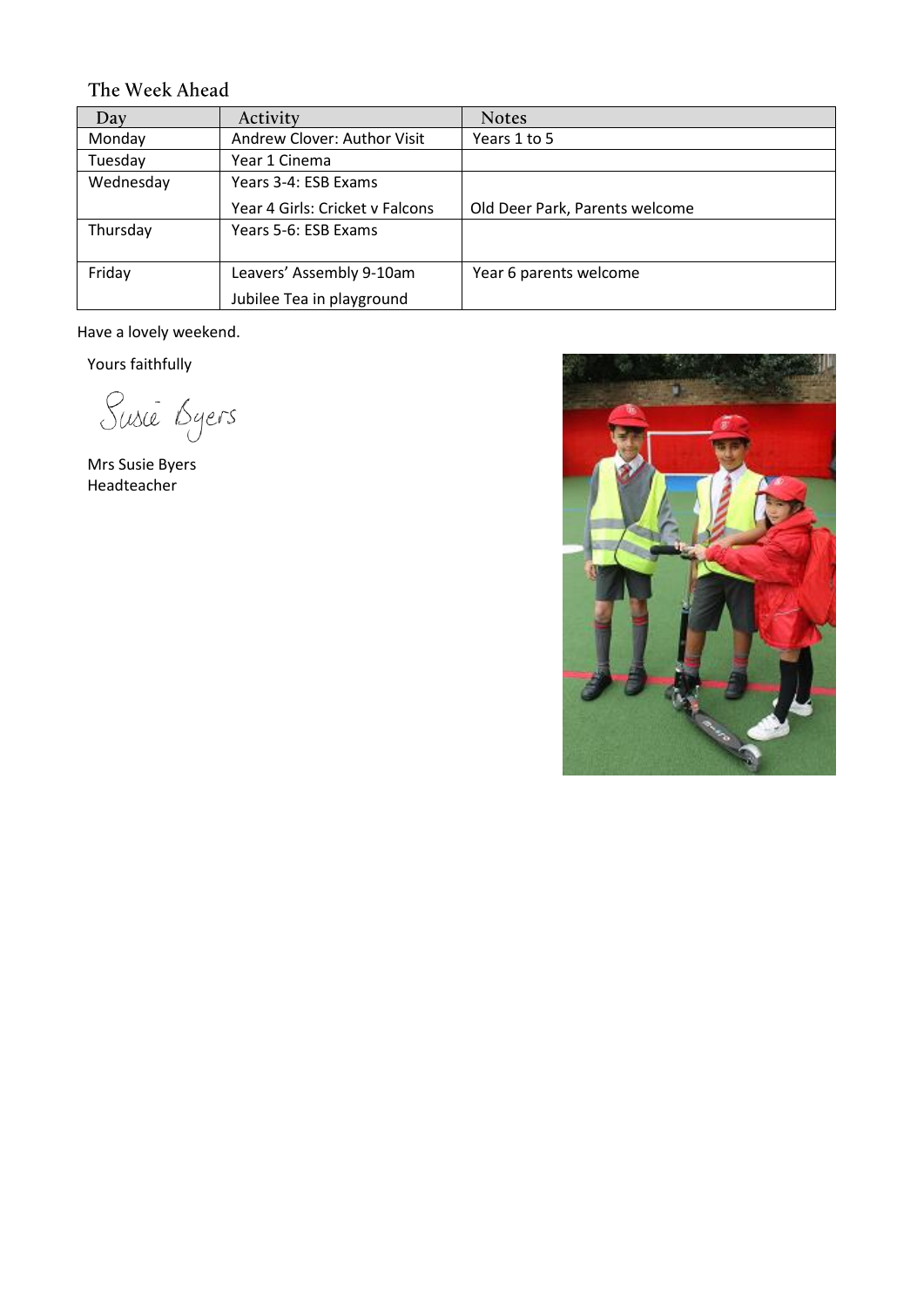## The Week Ahead

| Day | Activity | Notes |
| --- | --- | --- |
| Monday | Andrew Clover: Author Visit | Years 1 to 5 |
| Tuesday | Year 1 Cinema | |
| Wednesday | Years 3-4: ESB Exams<br>Year 4 Girls: Cricket v Falcons | Old Deer Park, Parents welcome |
| Thursday | Years 5-6: ESB Exams | |
| Friday | Leavers' Assembly 9-10am<br>Jubilee Tea in playground | Year 6 parents welcome |

Have a lovely weekend.

Yours faithfully

Susie Byers

Mrs Susie Byers
Headteacher